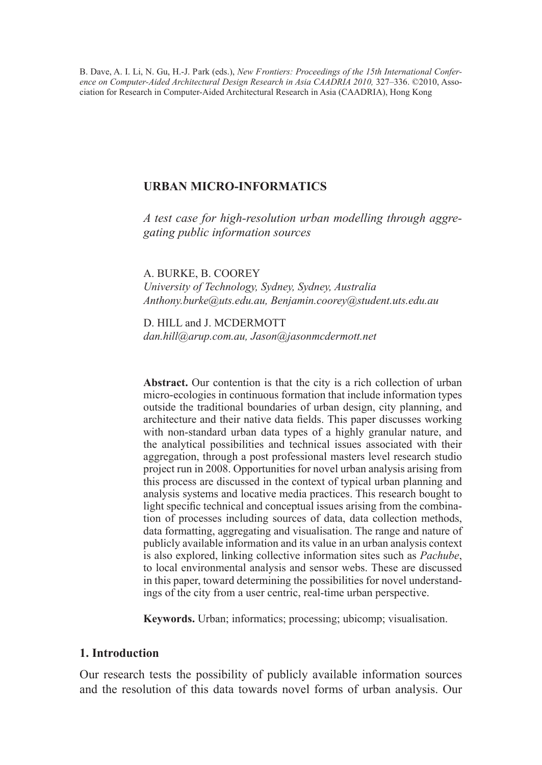B. Dave, A. I. Li, N. Gu, H.-J. Park (eds.), *New Frontiers: Proceedings of the 15th International Conference on Computer-Aided Architectural Design Research in Asia CAADRIA 2010,* 327–336. ©2010, Association for Research in Computer-Aided Architectural Research in Asia (CAADRIA), Hong Kong

# URBAN MICRO-INFORMATICS

## *A test case for high-resolution urban modelling through aggregating public information sources*

A. BURKE, B. COOREY
*University of Technology, Sydney, Sydney, Australia*
*Anthony.burke@uts.edu.au, Benjamin.coorey@student.uts.edu.au*

D. HILL and J. MCDERMOTT
*dan.hill@arup.com.au, Jason@jasonmcdermott.net*

**Abstract.** Our contention is that the city is a rich collection of urban micro-ecologies in continuous formation that include information types outside the traditional boundaries of urban design, city planning, and architecture and their native data fields. This paper discusses working with non-standard urban data types of a highly granular nature, and the analytical possibilities and technical issues associated with their aggregation, through a post professional masters level research studio project run in 2008. Opportunities for novel urban analysis arising from this process are discussed in the context of typical urban planning and analysis systems and locative media practices. This research bought to light specific technical and conceptual issues arising from the combination of processes including sources of data, data collection methods, data formatting, aggregating and visualisation. The range and nature of publicly available information and its value in an urban analysis context is also explored, linking collective information sites such as *Pachube*, to local environmental analysis and sensor webs. These are discussed in this paper, toward determining the possibilities for novel understandings of the city from a user centric, real-time urban perspective.

**Keywords.** Urban; informatics; processing; ubicomp; visualisation.

## 1. Introduction

Our research tests the possibility of publicly available information sources and the resolution of this data towards novel forms of urban analysis. Our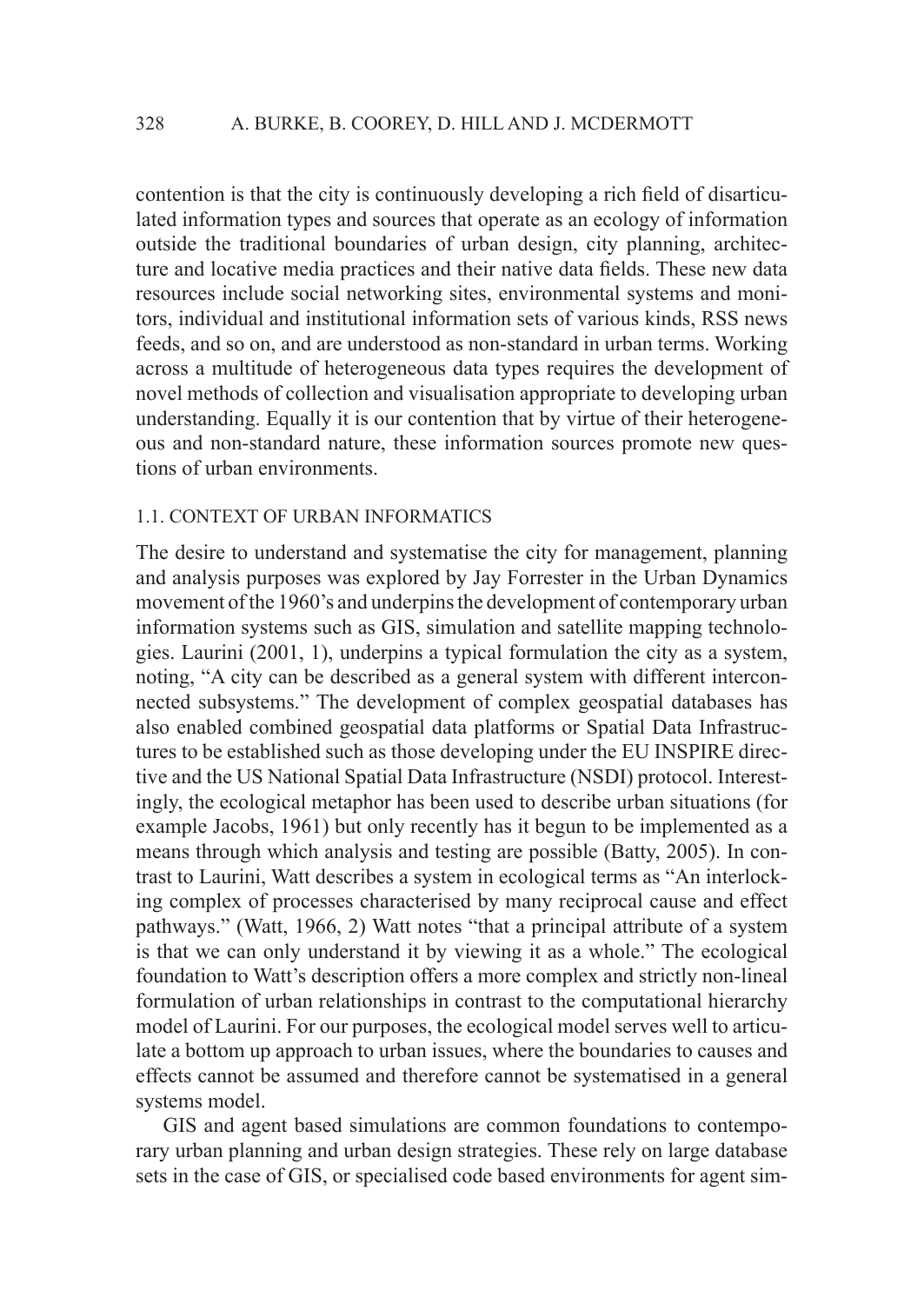contention is that the city is continuously developing a rich field of disarticulated information types and sources that operate as an ecology of information outside the traditional boundaries of urban design, city planning, architecture and locative media practices and their native data fields. These new data resources include social networking sites, environmental systems and monitors, individual and institutional information sets of various kinds, RSS news feeds, and so on, and are understood as non-standard in urban terms. Working across a multitude of heterogeneous data types requires the development of novel methods of collection and visualisation appropriate to developing urban understanding. Equally it is our contention that by virtue of their heterogeneous and non-standard nature, these information sources promote new questions of urban environments.

### 1.1. CONTEXT OF URBAN INFORMATICS

The desire to understand and systematise the city for management, planning and analysis purposes was explored by Jay Forrester in the Urban Dynamics movement of the 1960's and underpins the development of contemporary urban information systems such as GIS, simulation and satellite mapping technologies. Laurini (2001, 1), underpins a typical formulation the city as a system, noting, "A city can be described as a general system with different interconnected subsystems." The development of complex geospatial databases has also enabled combined geospatial data platforms or Spatial Data Infrastructures to be established such as those developing under the EU INSPIRE directive and the US National Spatial Data Infrastructure (NSDI) protocol. Interestingly, the ecological metaphor has been used to describe urban situations (for example Jacobs, 1961) but only recently has it begun to be implemented as a means through which analysis and testing are possible (Batty, 2005). In contrast to Laurini, Watt describes a system in ecological terms as "An interlocking complex of processes characterised by many reciprocal cause and effect pathways." (Watt, 1966, 2) Watt notes "that a principal attribute of a system is that we can only understand it by viewing it as a whole." The ecological foundation to Watt's description offers a more complex and strictly non-lineal formulation of urban relationships in contrast to the computational hierarchy model of Laurini. For our purposes, the ecological model serves well to articulate a bottom up approach to urban issues, where the boundaries to causes and effects cannot be assumed and therefore cannot be systematised in a general systems model.

GIS and agent based simulations are common foundations to contemporary urban planning and urban design strategies. These rely on large database sets in the case of GIS, or specialised code based environments for agent sim-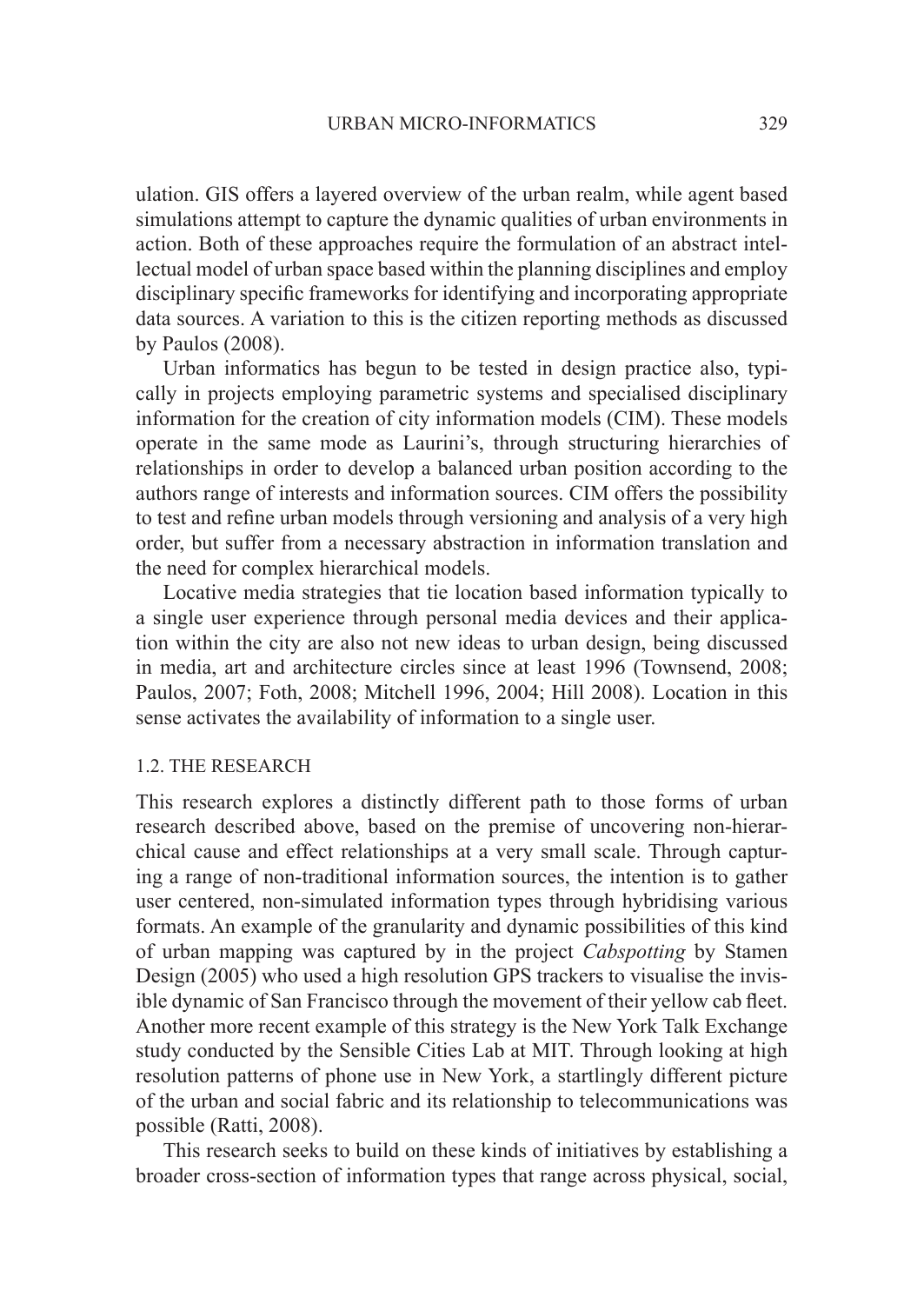ulation. GIS offers a layered overview of the urban realm, while agent based simulations attempt to capture the dynamic qualities of urban environments in action. Both of these approaches require the formulation of an abstract intellectual model of urban space based within the planning disciplines and employ disciplinary specific frameworks for identifying and incorporating appropriate data sources. A variation to this is the citizen reporting methods as discussed by Paulos (2008).

Urban informatics has begun to be tested in design practice also, typically in projects employing parametric systems and specialised disciplinary information for the creation of city information models (CIM). These models operate in the same mode as Laurini's, through structuring hierarchies of relationships in order to develop a balanced urban position according to the authors range of interests and information sources. CIM offers the possibility to test and refine urban models through versioning and analysis of a very high order, but suffer from a necessary abstraction in information translation and the need for complex hierarchical models.

Locative media strategies that tie location based information typically to a single user experience through personal media devices and their application within the city are also not new ideas to urban design, being discussed in media, art and architecture circles since at least 1996 (Townsend, 2008; Paulos, 2007; Foth, 2008; Mitchell 1996, 2004; Hill 2008). Location in this sense activates the availability of information to a single user.

### 1.2. THE RESEARCH

This research explores a distinctly different path to those forms of urban research described above, based on the premise of uncovering non-hierarchical cause and effect relationships at a very small scale. Through capturing a range of non-traditional information sources, the intention is to gather user centered, non-simulated information types through hybridising various formats. An example of the granularity and dynamic possibilities of this kind of urban mapping was captured by in the project *Cabspotting* by Stamen Design (2005) who used a high resolution GPS trackers to visualise the invisible dynamic of San Francisco through the movement of their yellow cab fleet. Another more recent example of this strategy is the New York Talk Exchange study conducted by the Sensible Cities Lab at MIT. Through looking at high resolution patterns of phone use in New York, a startlingly different picture of the urban and social fabric and its relationship to telecommunications was possible (Ratti, 2008).

This research seeks to build on these kinds of initiatives by establishing a broader cross-section of information types that range across physical, social,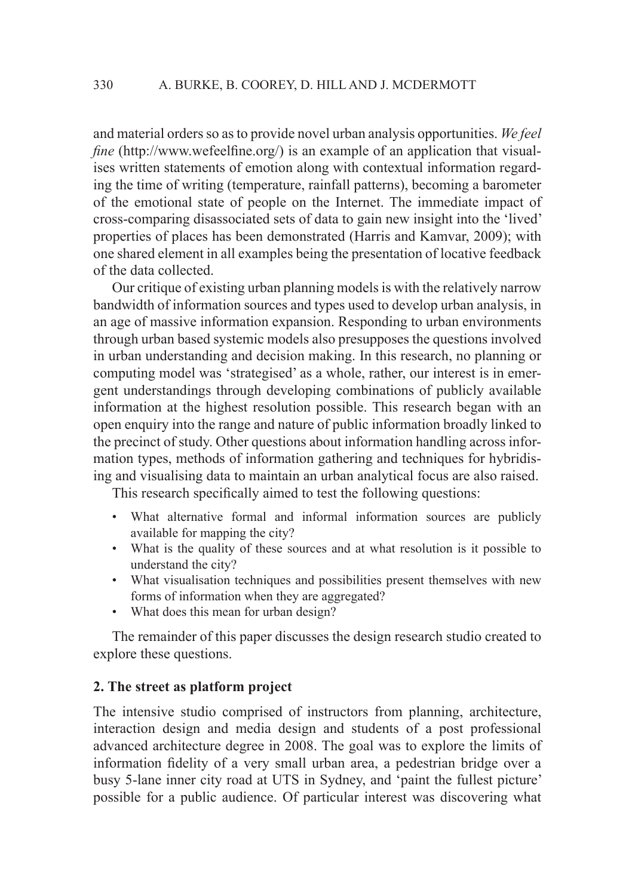and material orders so as to provide novel urban analysis opportunities. *We feel fine* (http://www.wefeelfine.org/) is an example of an application that visualises written statements of emotion along with contextual information regarding the time of writing (temperature, rainfall patterns), becoming a barometer of the emotional state of people on the Internet. The immediate impact of cross-comparing disassociated sets of data to gain new insight into the 'lived' properties of places has been demonstrated (Harris and Kamvar, 2009); with one shared element in all examples being the presentation of locative feedback of the data collected.

Our critique of existing urban planning models is with the relatively narrow bandwidth of information sources and types used to develop urban analysis, in an age of massive information expansion. Responding to urban environments through urban based systemic models also presupposes the questions involved in urban understanding and decision making. In this research, no planning or computing model was 'strategised' as a whole, rather, our interest is in emergent understandings through developing combinations of publicly available information at the highest resolution possible. This research began with an open enquiry into the range and nature of public information broadly linked to the precinct of study. Other questions about information handling across information types, methods of information gathering and techniques for hybridising and visualising data to maintain an urban analytical focus are also raised.

This research specifically aimed to test the following questions:

- What alternative formal and informal information sources are publicly available for mapping the city?
- What is the quality of these sources and at what resolution is it possible to understand the city?
- What visualisation techniques and possibilities present themselves with new forms of information when they are aggregated?
- What does this mean for urban design?

The remainder of this paper discusses the design research studio created to explore these questions.

## 2. The street as platform project

The intensive studio comprised of instructors from planning, architecture, interaction design and media design and students of a post professional advanced architecture degree in 2008. The goal was to explore the limits of information fidelity of a very small urban area, a pedestrian bridge over a busy 5-lane inner city road at UTS in Sydney, and 'paint the fullest picture' possible for a public audience. Of particular interest was discovering what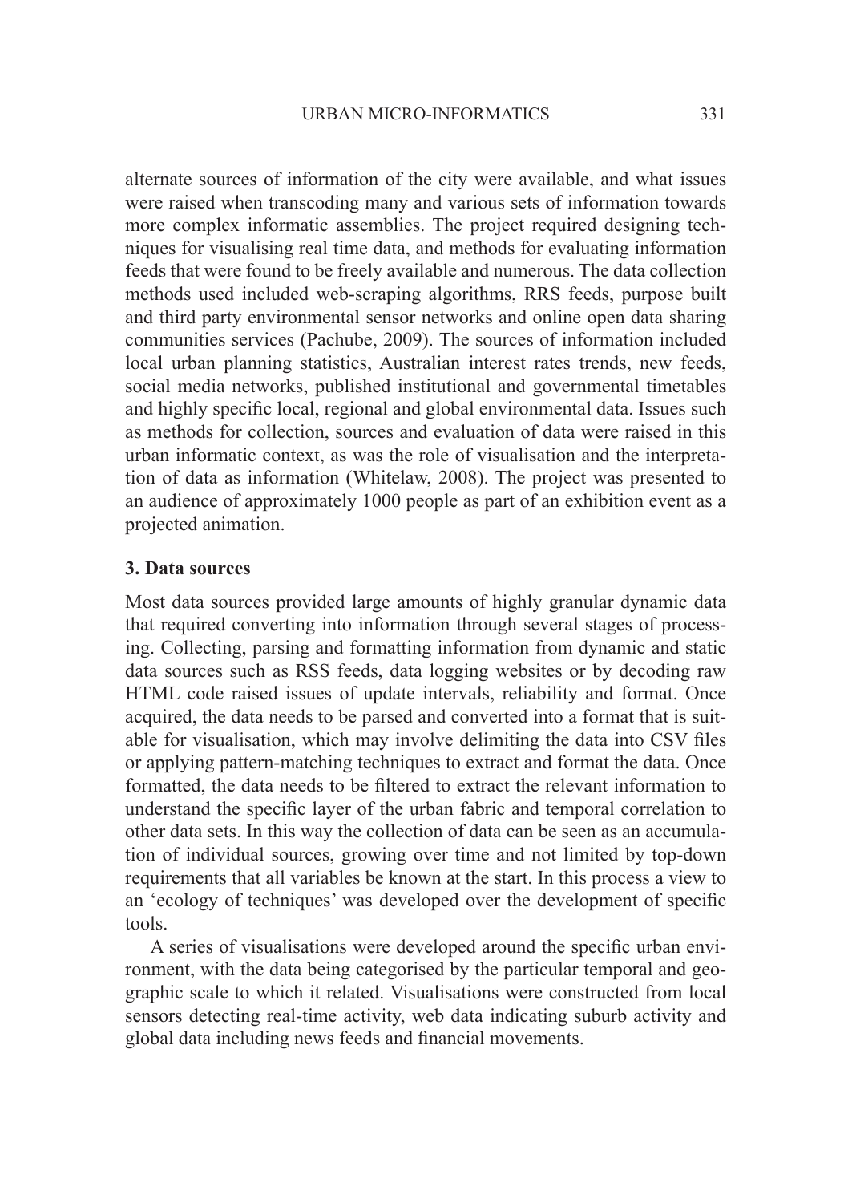alternate sources of information of the city were available, and what issues were raised when transcoding many and various sets of information towards more complex informatic assemblies. The project required designing techniques for visualising real time data, and methods for evaluating information feeds that were found to be freely available and numerous. The data collection methods used included web-scraping algorithms, RRS feeds, purpose built and third party environmental sensor networks and online open data sharing communities services (Pachube, 2009). The sources of information included local urban planning statistics, Australian interest rates trends, new feeds, social media networks, published institutional and governmental timetables and highly specific local, regional and global environmental data. Issues such as methods for collection, sources and evaluation of data were raised in this urban informatic context, as was the role of visualisation and the interpretation of data as information (Whitelaw, 2008). The project was presented to an audience of approximately 1000 people as part of an exhibition event as a projected animation.

### 3. Data sources

Most data sources provided large amounts of highly granular dynamic data that required converting into information through several stages of processing. Collecting, parsing and formatting information from dynamic and static data sources such as RSS feeds, data logging websites or by decoding raw HTML code raised issues of update intervals, reliability and format. Once acquired, the data needs to be parsed and converted into a format that is suitable for visualisation, which may involve delimiting the data into CSV files or applying pattern-matching techniques to extract and format the data. Once formatted, the data needs to be filtered to extract the relevant information to understand the specific layer of the urban fabric and temporal correlation to other data sets. In this way the collection of data can be seen as an accumulation of individual sources, growing over time and not limited by top-down requirements that all variables be known at the start. In this process a view to an 'ecology of techniques' was developed over the development of specific tools.

A series of visualisations were developed around the specific urban environment, with the data being categorised by the particular temporal and geographic scale to which it related. Visualisations were constructed from local sensors detecting real-time activity, web data indicating suburb activity and global data including news feeds and financial movements.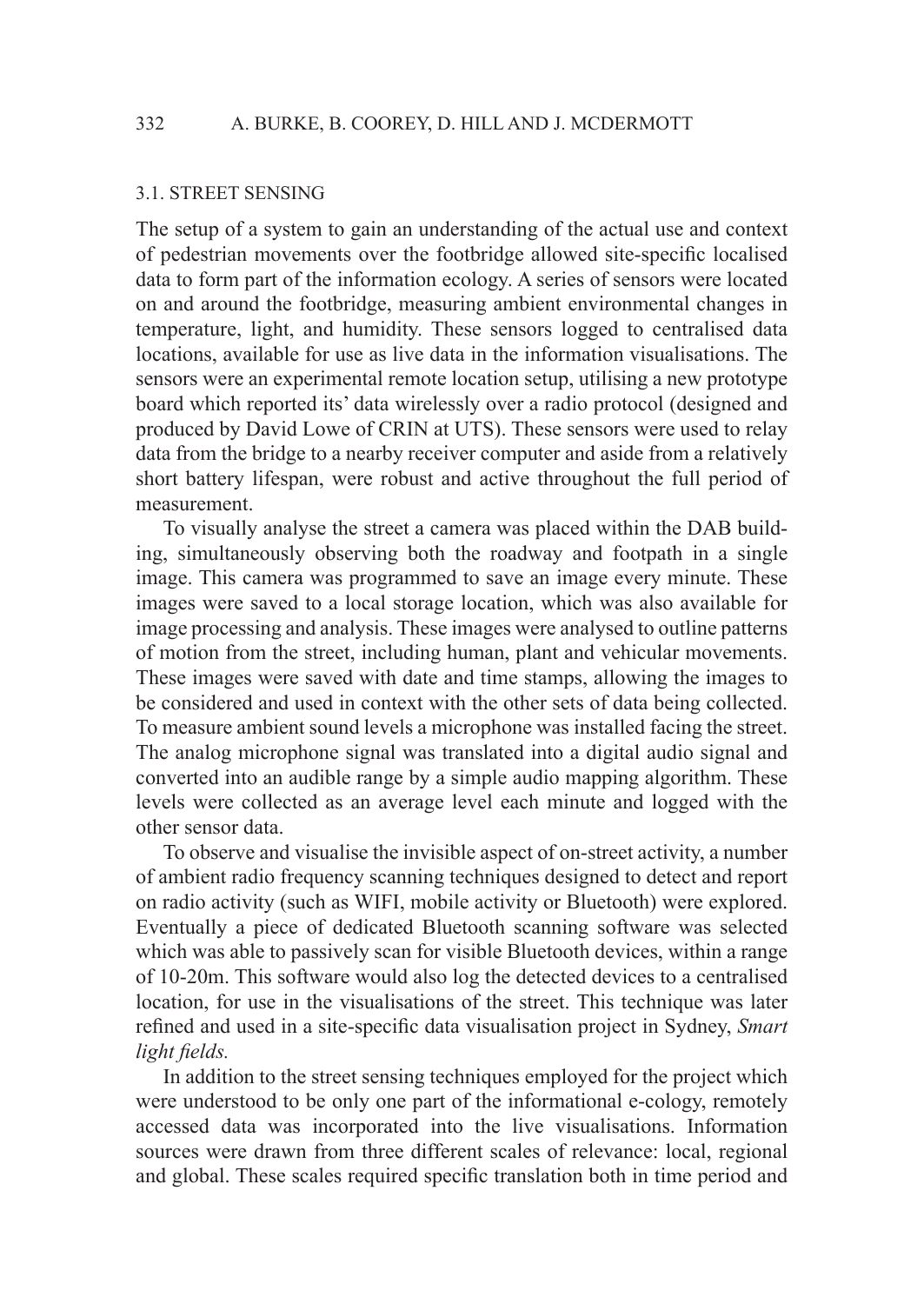### 3.1. STREET SENSING

The setup of a system to gain an understanding of the actual use and context of pedestrian movements over the footbridge allowed site-specific localised data to form part of the information ecology. A series of sensors were located on and around the footbridge, measuring ambient environmental changes in temperature, light, and humidity. These sensors logged to centralised data locations, available for use as live data in the information visualisations. The sensors were an experimental remote location setup, utilising a new prototype board which reported its' data wirelessly over a radio protocol (designed and produced by David Lowe of CRIN at UTS). These sensors were used to relay data from the bridge to a nearby receiver computer and aside from a relatively short battery lifespan, were robust and active throughout the full period of measurement.

To visually analyse the street a camera was placed within the DAB building, simultaneously observing both the roadway and footpath in a single image. This camera was programmed to save an image every minute. These images were saved to a local storage location, which was also available for image processing and analysis. These images were analysed to outline patterns of motion from the street, including human, plant and vehicular movements. These images were saved with date and time stamps, allowing the images to be considered and used in context with the other sets of data being collected. To measure ambient sound levels a microphone was installed facing the street. The analog microphone signal was translated into a digital audio signal and converted into an audible range by a simple audio mapping algorithm. These levels were collected as an average level each minute and logged with the other sensor data.

To observe and visualise the invisible aspect of on-street activity, a number of ambient radio frequency scanning techniques designed to detect and report on radio activity (such as WIFI, mobile activity or Bluetooth) were explored. Eventually a piece of dedicated Bluetooth scanning software was selected which was able to passively scan for visible Bluetooth devices, within a range of 10-20m. This software would also log the detected devices to a centralised location, for use in the visualisations of the street. This technique was later refined and used in a site-specific data visualisation project in Sydney, *Smart light fields.*

In addition to the street sensing techniques employed for the project which were understood to be only one part of the informational e-cology, remotely accessed data was incorporated into the live visualisations. Information sources were drawn from three different scales of relevance: local, regional and global. These scales required specific translation both in time period and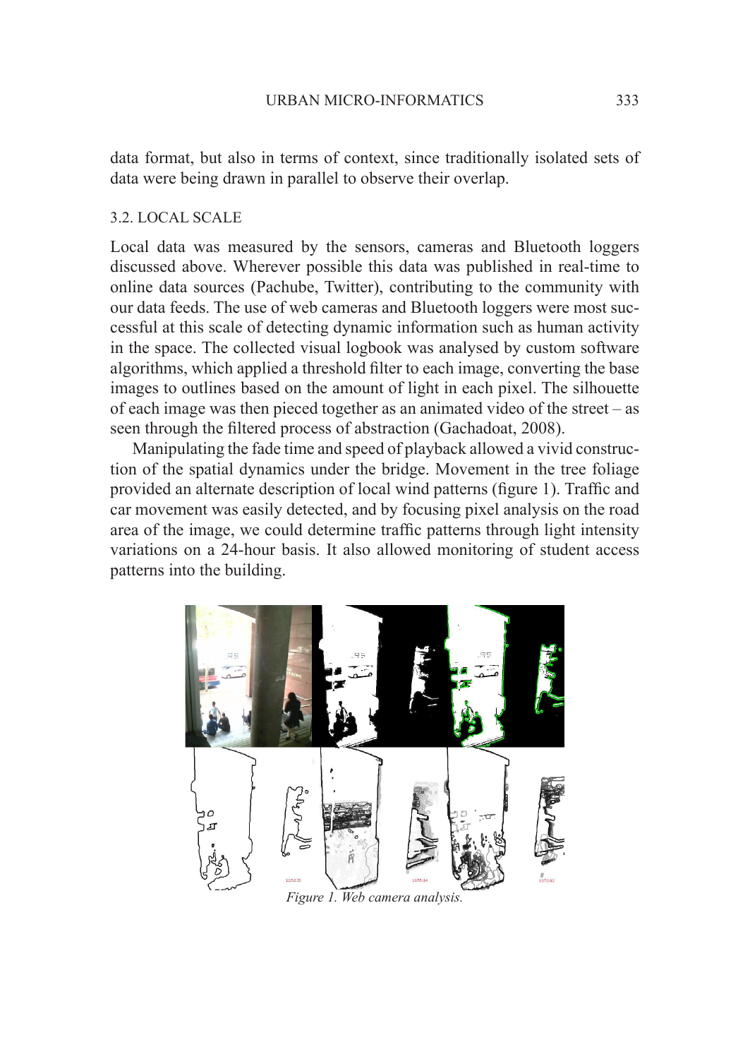data format, but also in terms of context, since traditionally isolated sets of data were being drawn in parallel to observe their overlap.

### 3.2. LOCAL SCALE

Local data was measured by the sensors, cameras and Bluetooth loggers discussed above. Wherever possible this data was published in real-time to online data sources (Pachube, Twitter), contributing to the community with our data feeds. The use of web cameras and Bluetooth loggers were most successful at this scale of detecting dynamic information such as human activity in the space. The collected visual logbook was analysed by custom software algorithms, which applied a threshold filter to each image, converting the base images to outlines based on the amount of light in each pixel. The silhouette of each image was then pieced together as an animated video of the street – as seen through the filtered process of abstraction (Gachadoat, 2008).

Manipulating the fade time and speed of playback allowed a vivid construction of the spatial dynamics under the bridge. Movement in the tree foliage provided an alternate description of local wind patterns (figure 1). Traffic and car movement was easily detected, and by focusing pixel analysis on the road area of the image, we could determine traffic patterns through light intensity variations on a 24-hour basis. It also allowed monitoring of student access patterns into the building.

*Figure 1. Web camera analysis.*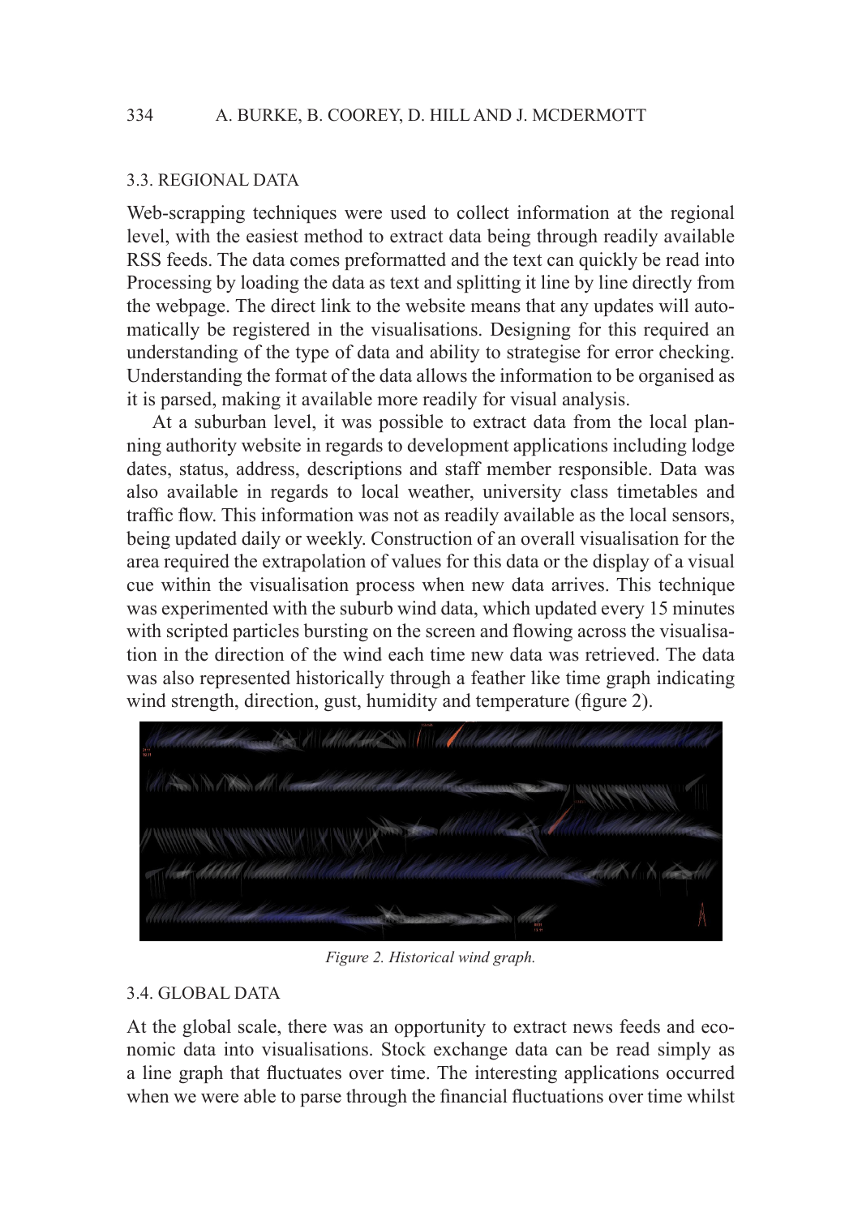### 3.3. REGIONAL DATA

Web-scrapping techniques were used to collect information at the regional level, with the easiest method to extract data being through readily available RSS feeds. The data comes preformatted and the text can quickly be read into Processing by loading the data as text and splitting it line by line directly from the webpage. The direct link to the website means that any updates will automatically be registered in the visualisations. Designing for this required an understanding of the type of data and ability to strategise for error checking. Understanding the format of the data allows the information to be organised as it is parsed, making it available more readily for visual analysis.

At a suburban level, it was possible to extract data from the local planning authority website in regards to development applications including lodge dates, status, address, descriptions and staff member responsible. Data was also available in regards to local weather, university class timetables and traffic flow. This information was not as readily available as the local sensors, being updated daily or weekly. Construction of an overall visualisation for the area required the extrapolation of values for this data or the display of a visual cue within the visualisation process when new data arrives. This technique was experimented with the suburb wind data, which updated every 15 minutes with scripted particles bursting on the screen and flowing across the visualisation in the direction of the wind each time new data was retrieved. The data was also represented historically through a feather like time graph indicating wind strength, direction, gust, humidity and temperature (figure 2).

*Figure 2. Historical wind graph.*

### 3.4. GLOBAL DATA

At the global scale, there was an opportunity to extract news feeds and economic data into visualisations. Stock exchange data can be read simply as a line graph that fluctuates over time. The interesting applications occurred when we were able to parse through the financial fluctuations over time whilst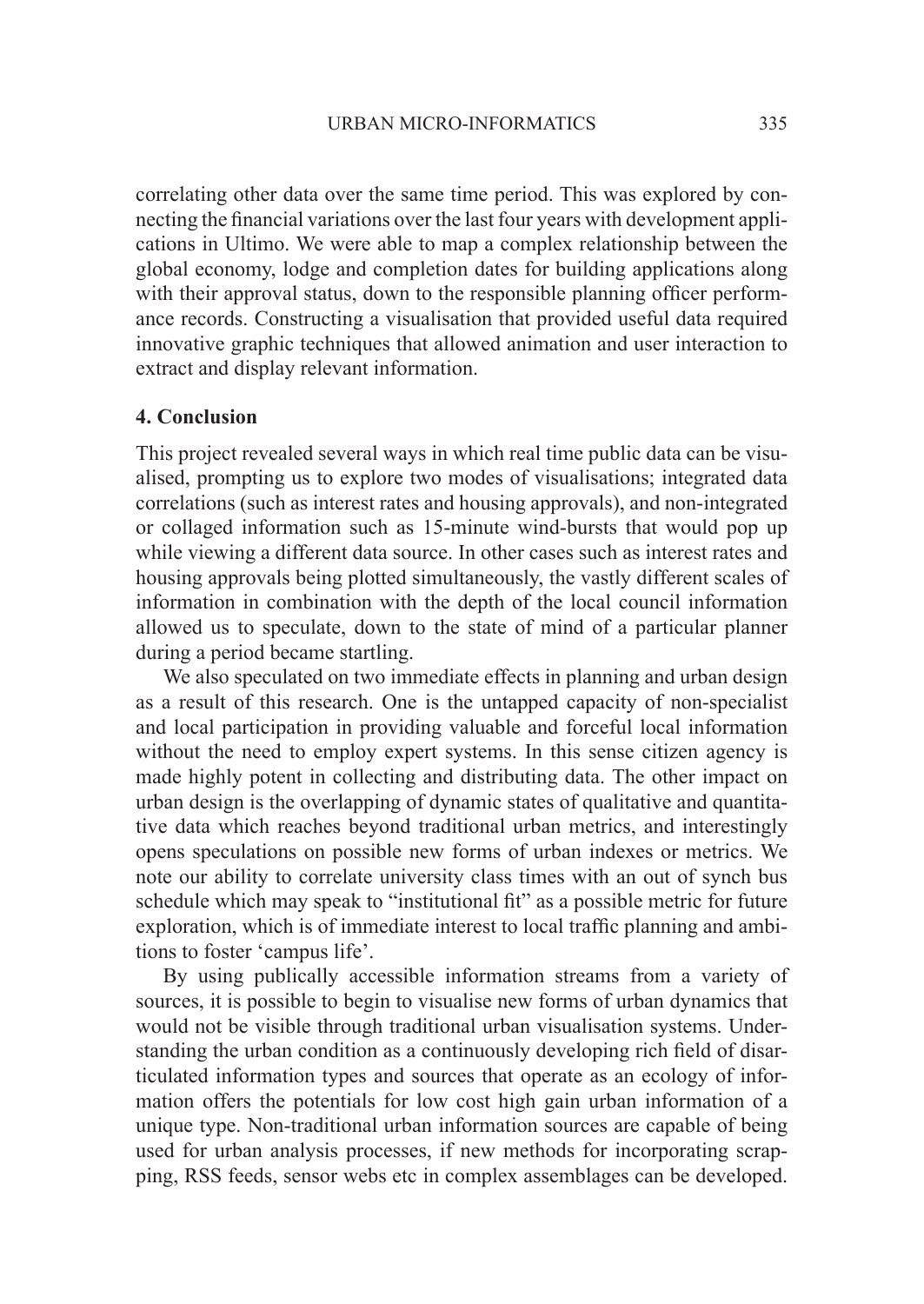correlating other data over the same time period. This was explored by connecting the financial variations over the last four years with development applications in Ultimo. We were able to map a complex relationship between the global economy, lodge and completion dates for building applications along with their approval status, down to the responsible planning officer performance records. Constructing a visualisation that provided useful data required innovative graphic techniques that allowed animation and user interaction to extract and display relevant information.

## 4. Conclusion

This project revealed several ways in which real time public data can be visualised, prompting us to explore two modes of visualisations; integrated data correlations (such as interest rates and housing approvals), and non-integrated or collaged information such as 15-minute wind-bursts that would pop up while viewing a different data source. In other cases such as interest rates and housing approvals being plotted simultaneously, the vastly different scales of information in combination with the depth of the local council information allowed us to speculate, down to the state of mind of a particular planner during a period became startling.

We also speculated on two immediate effects in planning and urban design as a result of this research. One is the untapped capacity of non-specialist and local participation in providing valuable and forceful local information without the need to employ expert systems. In this sense citizen agency is made highly potent in collecting and distributing data. The other impact on urban design is the overlapping of dynamic states of qualitative and quantitative data which reaches beyond traditional urban metrics, and interestingly opens speculations on possible new forms of urban indexes or metrics. We note our ability to correlate university class times with an out of synch bus schedule which may speak to "institutional fit" as a possible metric for future exploration, which is of immediate interest to local traffic planning and ambitions to foster 'campus life'.

By using publically accessible information streams from a variety of sources, it is possible to begin to visualise new forms of urban dynamics that would not be visible through traditional urban visualisation systems. Understanding the urban condition as a continuously developing rich field of disarticulated information types and sources that operate as an ecology of information offers the potentials for low cost high gain urban information of a unique type. Non-traditional urban information sources are capable of being used for urban analysis processes, if new methods for incorporating scrapping, RSS feeds, sensor webs etc in complex assemblages can be developed.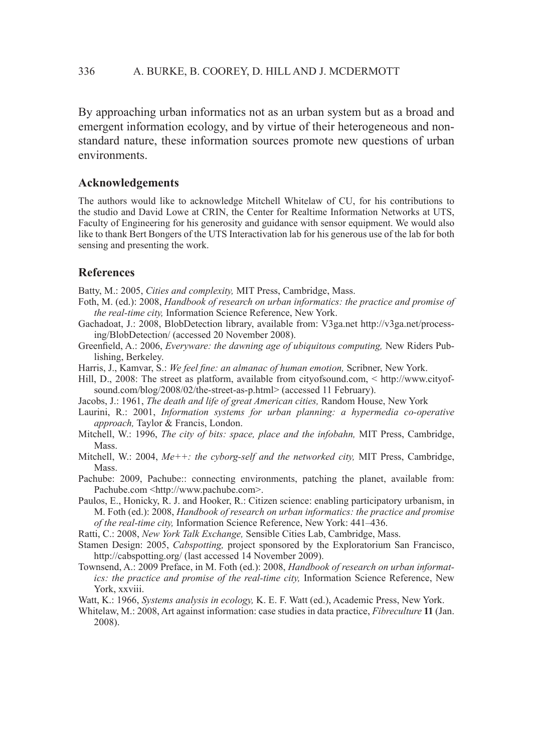By approaching urban informatics not as an urban system but as a broad and emergent information ecology, and by virtue of their heterogeneous and non-standard nature, these information sources promote new questions of urban environments.

## Acknowledgements

The authors would like to acknowledge Mitchell Whitelaw of CU, for his contributions to the studio and David Lowe at CRIN, the Center for Realtime Information Networks at UTS, Faculty of Engineering for his generosity and guidance with sensor equipment. We would also like to thank Bert Bongers of the UTS Interactivation lab for his generous use of the lab for both sensing and presenting the work.

## References

Batty, M.: 2005, *Cities and complexity,* MIT Press, Cambridge, Mass.

Foth, M. (ed.): 2008, *Handbook of research on urban informatics: the practice and promise of the real-time city,* Information Science Reference, New York.

Gachadoat, J.: 2008, BlobDetection library, available from: V3ga.net http://v3ga.net/processing/BlobDetection/ (accessed 20 November 2008).

Greenfield, A.: 2006, *Everyware: the dawning age of ubiquitous computing,* New Riders Publishing, Berkeley.

Harris, J., Kamvar, S.: *We feel fine: an almanac of human emotion,* Scribner, New York.

Hill, D., 2008: The street as platform, available from cityofsound.com, < http://www.cityofsound.com/blog/2008/02/the-street-as-p.html> (accessed 11 February).

Jacobs, J.: 1961, *The death and life of great American cities,* Random House, New York

Laurini, R.: 2001, *Information systems for urban planning: a hypermedia co-operative approach,* Taylor & Francis, London.

Mitchell, W.: 1996, *The city of bits: space, place and the infobahn,* MIT Press, Cambridge, Mass.

Mitchell, W.: 2004, *Me++: the cyborg-self and the networked city,* MIT Press, Cambridge, Mass.

Pachube: 2009, Pachube:: connecting environments, patching the planet, available from: Pachube.com <http://www.pachube.com>.

Paulos, E., Honicky, R. J. and Hooker, R.: Citizen science: enabling participatory urbanism, in M. Foth (ed.): 2008, *Handbook of research on urban informatics: the practice and promise of the real-time city,* Information Science Reference, New York: 441–436.

Ratti, C.: 2008, *New York Talk Exchange,* Sensible Cities Lab, Cambridge, Mass.

Stamen Design: 2005, *Cabspotting,* project sponsored by the Exploratorium San Francisco, http://cabspotting.org/ (last accessed 14 November 2009).

Townsend, A.: 2009 Preface, in M. Foth (ed.): 2008, *Handbook of research on urban informatics: the practice and promise of the real-time city,* Information Science Reference, New York, xxviii.

Watt, K.: 1966, *Systems analysis in ecology,* K. E. F. Watt (ed.), Academic Press, New York.

Whitelaw, M.: 2008, Art against information: case studies in data practice, *Fibreculture* **11** (Jan. 2008).